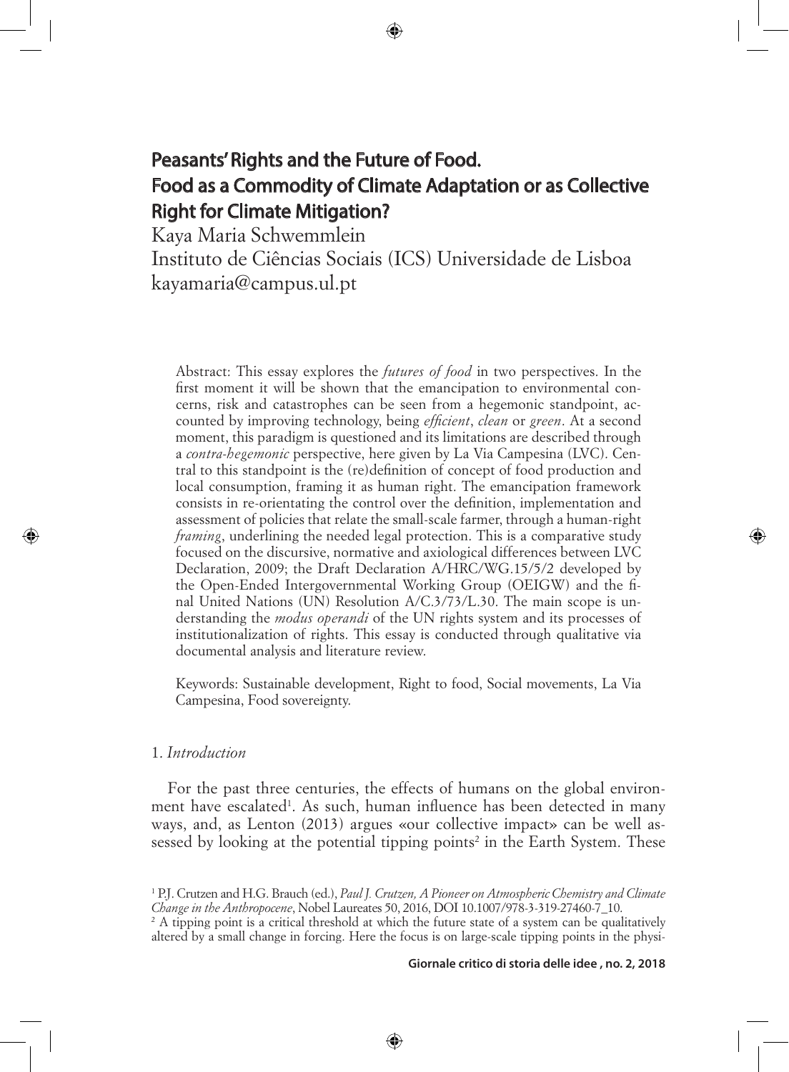# Peasants' Rights and the Future of Food. Food as a Commodity of Climate Adaptation or as Collective Right for Climate Mitigation?

Kaya Maria Schwemmlein
Instituto de Ciências Sociais (ICS) Universidade de Lisboa
kayamaria@campus.ul.pt

Abstract: This essay explores the *futures of food* in two perspectives. In the first moment it will be shown that the emancipation to environmental concerns, risk and catastrophes can be seen from a hegemonic standpoint, accounted by improving technology, being *efficient*, *clean* or *green*. At a second moment, this paradigm is questioned and its limitations are described through a *contra-hegemonic* perspective, here given by La Via Campesina (LVC). Central to this standpoint is the (re)definition of concept of food production and local consumption, framing it as human right. The emancipation framework consists in re-orientating the control over the definition, implementation and assessment of policies that relate the small-scale farmer, through a human-right *framing*, underlining the needed legal protection. This is a comparative study focused on the discursive, normative and axiological differences between LVC Declaration, 2009; the Draft Declaration A/HRC/WG.15/5/2 developed by the Open-Ended Intergovernmental Working Group (OEIGW) and the final United Nations (UN) Resolution A/C.3/73/L.30. The main scope is understanding the *modus operandi* of the UN rights system and its processes of institutionalization of rights. This essay is conducted through qualitative via documental analysis and literature review.

Keywords: Sustainable development, Right to food, Social movements, La Via Campesina, Food sovereignty.

## 1. *Introduction*

For the past three centuries, the effects of humans on the global environment have escalated[1]. As such, human influence has been detected in many ways, and, as Lenton (2013) argues «our collective impact» can be well assessed by looking at the potential tipping points[2] in the Earth System. These

[1] P.J. Crutzen and H.G. Brauch (ed.), *Paul J. Crutzen, A Pioneer on Atmospheric Chemistry and Climate Change in the Anthropocene*, Nobel Laureates 50, 2016, DOI 10.1007/978-3-319-27460-7_10.

[2] A tipping point is a critical threshold at which the future state of a system can be qualitatively altered by a small change in forcing. Here the focus is on large-scale tipping points in the physi-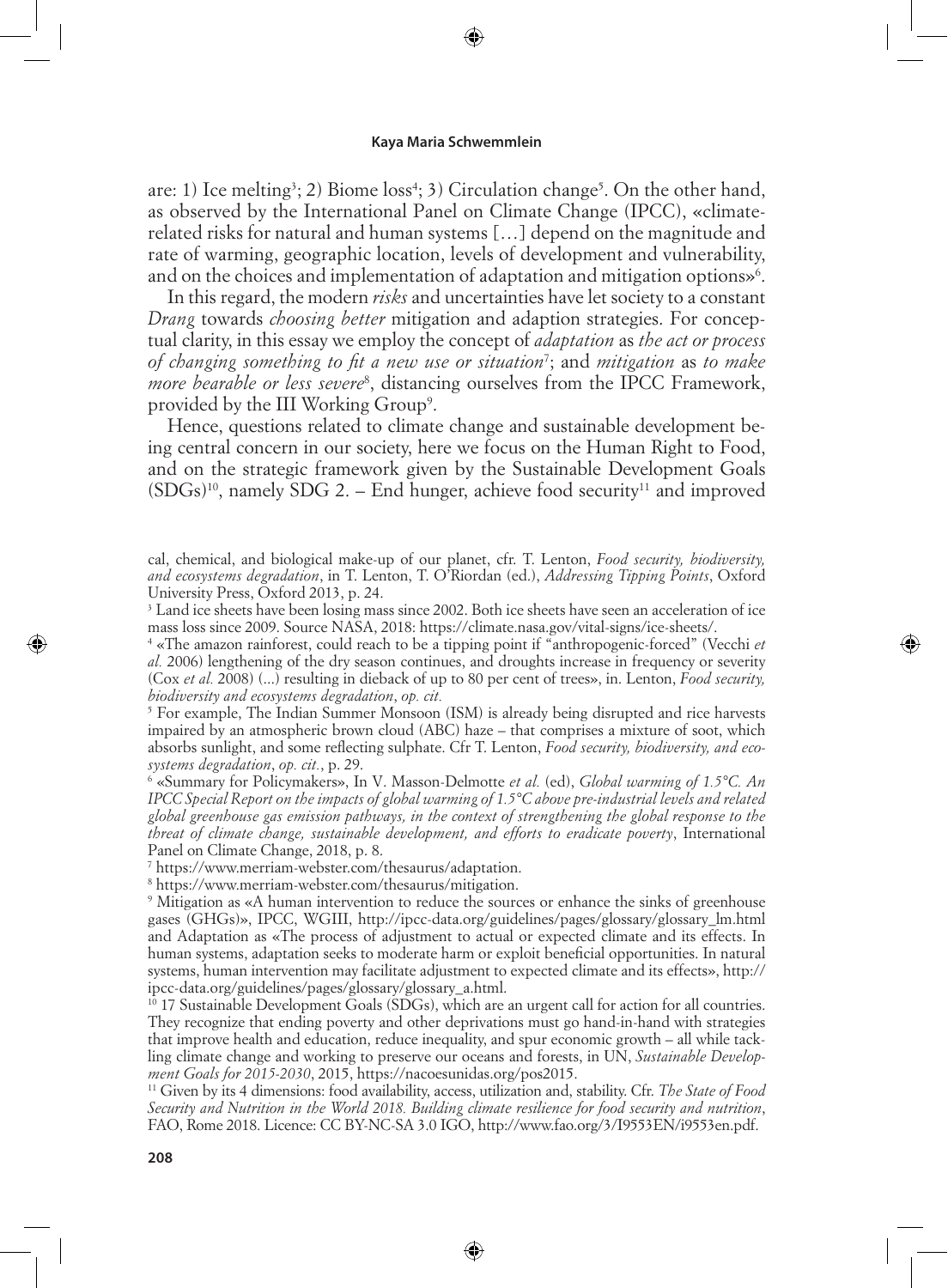are: 1) Ice melting[3]; 2) Biome loss[4]; 3) Circulation change[5]. On the other hand, as observed by the International Panel on Climate Change (IPCC), «climate-related risks for natural and human systems […] depend on the magnitude and rate of warming, geographic location, levels of development and vulnerability, and on the choices and implementation of adaptation and mitigation options»[6].

In this regard, the modern *risks* and uncertainties have let society to a constant *Drang* towards *choosing better* mitigation and adaption strategies. For conceptual clarity, in this essay we employ the concept of *adaptation* as *the act or process of changing something to fit a new use or situation*[7]; and *mitigation* as *to make more bearable or less severe*[8], distancing ourselves from the IPCC Framework, provided by the III Working Group[9].

Hence, questions related to climate change and sustainable development being central concern in our society, here we focus on the Human Right to Food, and on the strategic framework given by the Sustainable Development Goals (SDGs)[10], namely SDG 2. – End hunger, achieve food security[11] and improved

---

cal, chemical, and biological make-up of our planet, cfr. T. Lenton, *Food security, biodiversity, and ecosystems degradation*, in T. Lenton, T. O'Riordan (ed.), *Addressing Tipping Points*, Oxford University Press, Oxford 2013, p. 24.

[3] Land ice sheets have been losing mass since 2002. Both ice sheets have seen an acceleration of ice mass loss since 2009. Source NASA, 2018: https://climate.nasa.gov/vital-signs/ice-sheets/.

[4] «The amazon rainforest, could reach to be a tipping point if "anthropogenic-forced" (Vecchi *et al.* 2006) lengthening of the dry season continues, and droughts increase in frequency or severity (Cox *et al.* 2008) (...) resulting in dieback of up to 80 per cent of trees», in. Lenton, *Food security, biodiversity and ecosystems degradation*, *op. cit.*

[5] For example, The Indian Summer Monsoon (ISM) is already being disrupted and rice harvests impaired by an atmospheric brown cloud (ABC) haze – that comprises a mixture of soot, which absorbs sunlight, and some reflecting sulphate. Cfr T. Lenton, *Food security, biodiversity, and ecosystems degradation*, *op. cit.*, p. 29.

[6] «Summary for Policymakers», In V. Masson-Delmotte *et al.* (ed), *Global warming of 1.5°C. An IPCC Special Report on the impacts of global warming of 1.5°C above pre-industrial levels and related global greenhouse gas emission pathways, in the context of strengthening the global response to the threat of climate change, sustainable development, and efforts to eradicate poverty*, International Panel on Climate Change, 2018, p. 8.

[7] https://www.merriam-webster.com/thesaurus/adaptation.

[8] https://www.merriam-webster.com/thesaurus/mitigation.

[9] Mitigation as «A human intervention to reduce the sources or enhance the sinks of greenhouse gases (GHGs)», IPCC, WGIII, http://ipcc-data.org/guidelines/pages/glossary/glossary_lm.html and Adaptation as «The process of adjustment to actual or expected climate and its effects. In human systems, adaptation seeks to moderate harm or exploit beneficial opportunities. In natural systems, human intervention may facilitate adjustment to expected climate and its effects», http://ipcc-data.org/guidelines/pages/glossary/glossary_a.html.

[10] 17 Sustainable Development Goals (SDGs), which are an urgent call for action for all countries. They recognize that ending poverty and other deprivations must go hand-in-hand with strategies that improve health and education, reduce inequality, and spur economic growth – all while tackling climate change and working to preserve our oceans and forests, in UN, *Sustainable Development Goals for 2015-2030*, 2015, https://nacoesunidas.org/pos2015.

[11] Given by its 4 dimensions: food availability, access, utilization and, stability. Cfr. *The State of Food Security and Nutrition in the World 2018. Building climate resilience for food security and nutrition*, FAO, Rome 2018. Licence: CC BY-NC-SA 3.0 IGO, http://www.fao.org/3/I9553EN/i9553en.pdf.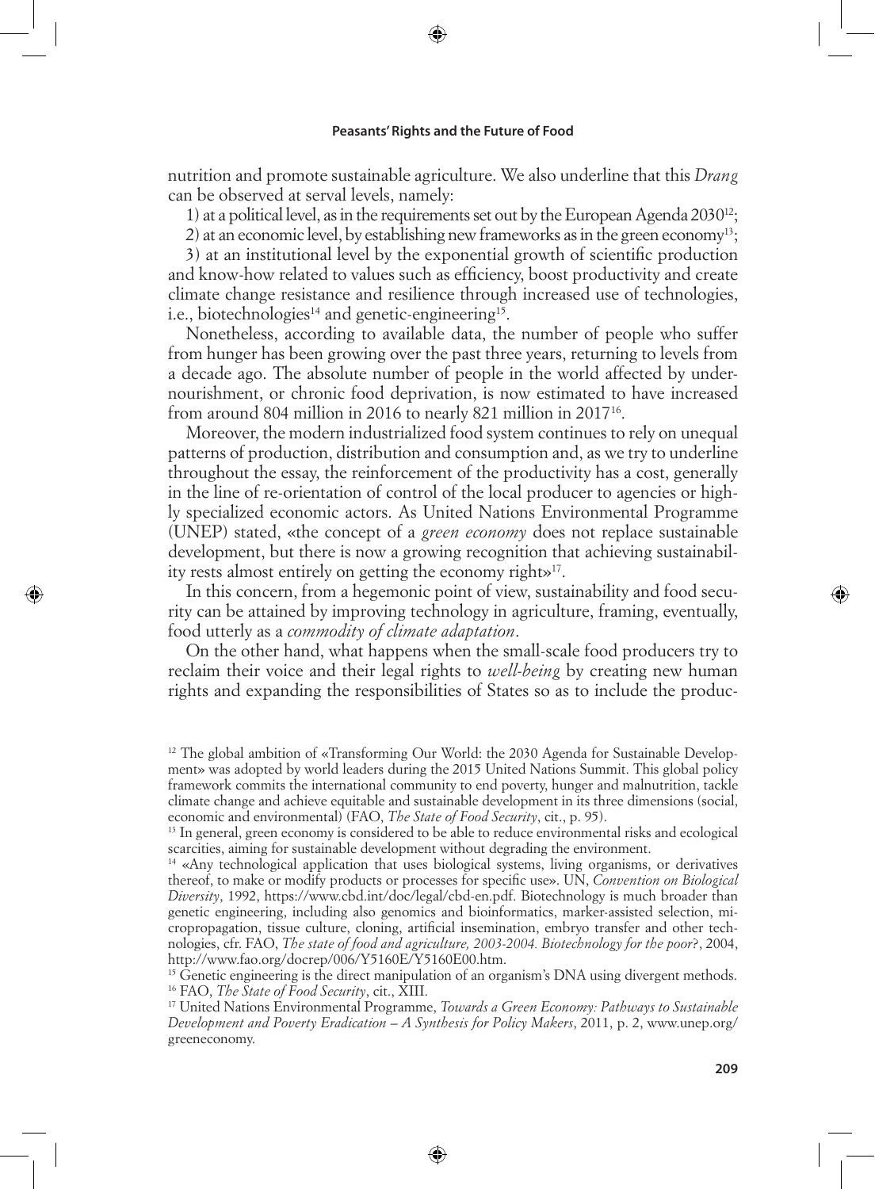nutrition and promote sustainable agriculture. We also underline that this *Drang* can be observed at serval levels, namely:

1) at a political level, as in the requirements set out by the European Agenda 2030[12];

2) at an economic level, by establishing new frameworks as in the green economy[13];

3) at an institutional level by the exponential growth of scientific production and know-how related to values such as efficiency, boost productivity and create climate change resistance and resilience through increased use of technologies, i.e., biotechnologies[14] and genetic-engineering[15].

Nonetheless, according to available data, the number of people who suffer from hunger has been growing over the past three years, returning to levels from a decade ago. The absolute number of people in the world affected by undernourishment, or chronic food deprivation, is now estimated to have increased from around 804 million in 2016 to nearly 821 million in 2017[16].

Moreover, the modern industrialized food system continues to rely on unequal patterns of production, distribution and consumption and, as we try to underline throughout the essay, the reinforcement of the productivity has a cost, generally in the line of re-orientation of control of the local producer to agencies or highly specialized economic actors. As United Nations Environmental Programme (UNEP) stated, «the concept of a *green economy* does not replace sustainable development, but there is now a growing recognition that achieving sustainability rests almost entirely on getting the economy right»[17].

In this concern, from a hegemonic point of view, sustainability and food security can be attained by improving technology in agriculture, framing, eventually, food utterly as a *commodity of climate adaptation*.

On the other hand, what happens when the small-scale food producers try to reclaim their voice and their legal rights to *well-being* by creating new human rights and expanding the responsibilities of States so as to include the produc-

---

[12] The global ambition of «Transforming Our World: the 2030 Agenda for Sustainable Development» was adopted by world leaders during the 2015 United Nations Summit. This global policy framework commits the international community to end poverty, hunger and malnutrition, tackle climate change and achieve equitable and sustainable development in its three dimensions (social, economic and environmental) (FAO, *The State of Food Security*, cit., p. 95).

[13] In general, green economy is considered to be able to reduce environmental risks and ecological scarcities, aiming for sustainable development without degrading the environment.

[14] «Any technological application that uses biological systems, living organisms, or derivatives thereof, to make or modify products or processes for specific use». UN, *Convention on Biological Diversity*, 1992, https://www.cbd.int/doc/legal/cbd-en.pdf. Biotechnology is much broader than genetic engineering, including also genomics and bioinformatics, marker-assisted selection, micropropagation, tissue culture, cloning, artificial insemination, embryo transfer and other technologies, cfr. FAO, *The state of food and agriculture, 2003-2004. Biotechnology for the poor?*, 2004, http://www.fao.org/docrep/006/Y5160E/Y5160E00.htm.

[15] Genetic engineering is the direct manipulation of an organism's DNA using divergent methods.

[16] FAO, *The State of Food Security*, cit., XIII.

[17] United Nations Environmental Programme, *Towards a Green Economy: Pathways to Sustainable Development and Poverty Eradication – A Synthesis for Policy Makers*, 2011, p. 2, www.unep.org/greeneconomy.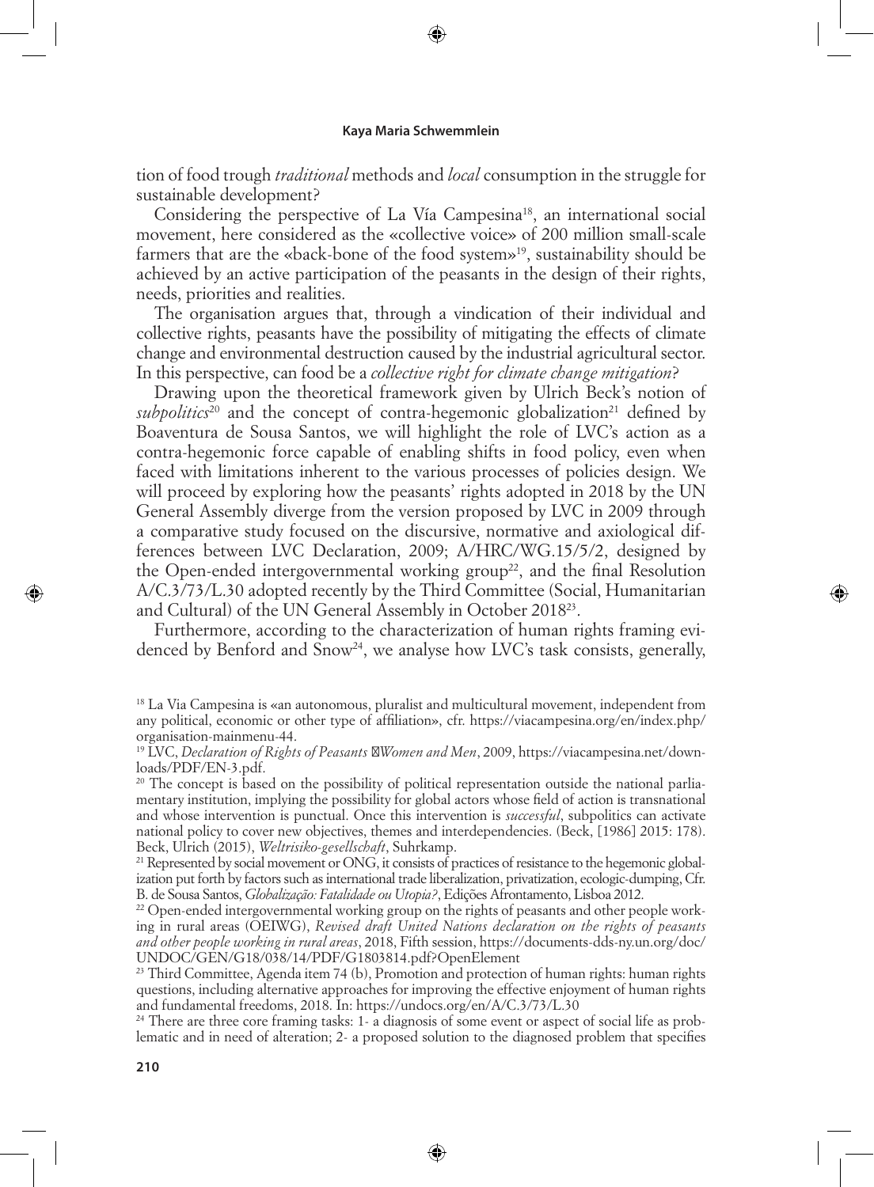tion of food trough *traditional* methods and *local* consumption in the struggle for sustainable development?

Considering the perspective of La Vía Campesina[18], an international social movement, here considered as the «collective voice» of 200 million small-scale farmers that are the «back-bone of the food system»[19], sustainability should be achieved by an active participation of the peasants in the design of their rights, needs, priorities and realities.

The organisation argues that, through a vindication of their individual and collective rights, peasants have the possibility of mitigating the effects of climate change and environmental destruction caused by the industrial agricultural sector. In this perspective, can food be a *collective right for climate change mitigation*?

Drawing upon the theoretical framework given by Ulrich Beck's notion of *subpolitics*[20] and the concept of contra-hegemonic globalization[21] defined by Boaventura de Sousa Santos, we will highlight the role of LVC's action as a contra-hegemonic force capable of enabling shifts in food policy, even when faced with limitations inherent to the various processes of policies design. We will proceed by exploring how the peasants' rights adopted in 2018 by the UN General Assembly diverge from the version proposed by LVC in 2009 through a comparative study focused on the discursive, normative and axiological differences between LVC Declaration, 2009; A/HRC/WG.15/5/2, designed by the Open-ended intergovernmental working group[22], and the final Resolution A/C.3/73/L.30 adopted recently by the Third Committee (Social, Humanitarian and Cultural) of the UN General Assembly in October 2018[23].

Furthermore, according to the characterization of human rights framing evidenced by Benford and Snow[24], we analyse how LVC's task consists, generally,

---

[18] La Via Campesina is «an autonomous, pluralist and multicultural movement, independent from any political, economic or other type of affiliation», cfr. https://viacampesina.org/en/index.php/organisation-mainmenu-44.

[19] LVC, *Declaration of Rights of Peasants Women and Men*, 2009, https://viacampesina.net/downloads/PDF/EN-3.pdf.

[20] The concept is based on the possibility of political representation outside the national parliamentary institution, implying the possibility for global actors whose field of action is transnational and whose intervention is punctual. Once this intervention is *successful*, subpolitics can activate national policy to cover new objectives, themes and interdependencies. (Beck, [1986] 2015: 178). Beck, Ulrich (2015), *Weltrisiko-gesellschaft*, Suhrkamp.

[21] Represented by social movement or ONG, it consists of practices of resistance to the hegemonic globalization put forth by factors such as international trade liberalization, privatization, ecologic-dumping, Cfr. B. de Sousa Santos, *Globalização: Fatalidade ou Utopia?*, Edições Afrontamento, Lisboa 2012.

[22] Open-ended intergovernmental working group on the rights of peasants and other people working in rural areas (OEIWG), *Revised draft United Nations declaration on the rights of peasants and other people working in rural areas*, 2018, Fifth session, https://documents-dds-ny.un.org/doc/UNDOC/GEN/G18/038/14/PDF/G1803814.pdf?OpenElement

[23] Third Committee, Agenda item 74 (b), Promotion and protection of human rights: human rights questions, including alternative approaches for improving the effective enjoyment of human rights and fundamental freedoms, 2018. In: https://undocs.org/en/A/C.3/73/L.30

[24] There are three core framing tasks: 1- a diagnosis of some event or aspect of social life as problematic and in need of alteration; 2- a proposed solution to the diagnosed problem that specifies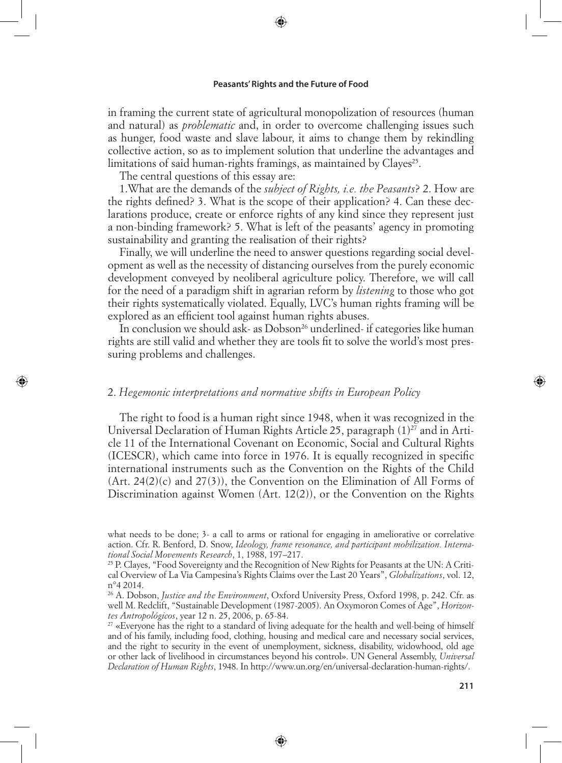in framing the current state of agricultural monopolization of resources (human and natural) as *problematic* and, in order to overcome challenging issues such as hunger, food waste and slave labour, it aims to change them by rekindling collective action, so as to implement solution that underline the advantages and limitations of said human-rights framings, as maintained by Clayes[25].

The central questions of this essay are:

1.What are the demands of the *subject of Rights, i.e. the Peasants*? 2. How are the rights defined? 3. What is the scope of their application? 4. Can these declarations produce, create or enforce rights of any kind since they represent just a non-binding framework? 5. What is left of the peasants' agency in promoting sustainability and granting the realisation of their rights?

Finally, we will underline the need to answer questions regarding social development as well as the necessity of distancing ourselves from the purely economic development conveyed by neoliberal agriculture policy. Therefore, we will call for the need of a paradigm shift in agrarian reform by *listening* to those who got their rights systematically violated. Equally, LVC's human rights framing will be explored as an efficient tool against human rights abuses.

In conclusion we should ask- as Dobson[26] underlined- if categories like human rights are still valid and whether they are tools fit to solve the world's most pressuring problems and challenges.

## 2. *Hegemonic interpretations and normative shifts in European Policy*

The right to food is a human right since 1948, when it was recognized in the Universal Declaration of Human Rights Article 25, paragraph (1)[27] and in Article 11 of the International Covenant on Economic, Social and Cultural Rights (ICESCR), which came into force in 1976. It is equally recognized in specific international instruments such as the Convention on the Rights of the Child (Art. 24(2)(c) and 27(3)), the Convention on the Elimination of All Forms of Discrimination against Women (Art. 12(2)), or the Convention on the Rights

---

what needs to be done; 3- a call to arms or rational for engaging in ameliorative or correlative action. Cfr. R. Benford, D. Snow, *Ideology, frame resonance, and participant mobilization. International Social Movements Research*, 1, 1988, 197–217.

[25] P. Clayes, "Food Sovereignty and the Recognition of New Rights for Peasants at the UN: A Critical Overview of La Via Campesina's Rights Claims over the Last 20 Years", *Globalizations*, vol. 12, n°4 2014.

[26] A. Dobson, *Justice and the Environment*, Oxford University Press, Oxford 1998, p. 242. Cfr. as well M. Redclift, "Sustainable Development (1987-2005). An Oxymoron Comes of Age", *Horizontes Antropológicos*, year 12 n. 25, 2006, p. 65-84.

[27] «Everyone has the right to a standard of living adequate for the health and well-being of himself and of his family, including food, clothing, housing and medical care and necessary social services, and the right to security in the event of unemployment, sickness, disability, widowhood, old age or other lack of livelihood in circumstances beyond his control». UN General Assembly, *Universal Declaration of Human Rights*, 1948. In http://www.un.org/en/universal-declaration-human-rights/.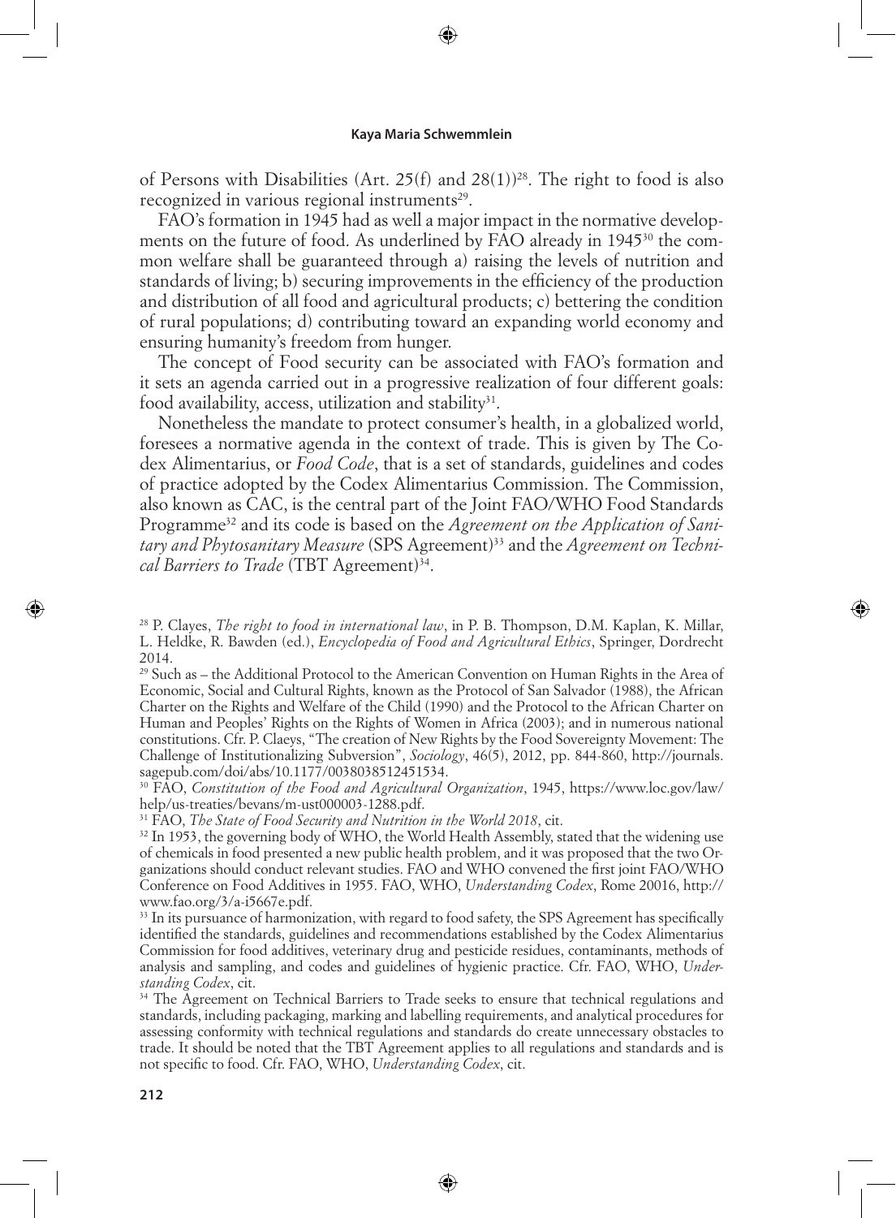of Persons with Disabilities (Art. 25(f) and 28(1))[28]. The right to food is also recognized in various regional instruments[29].

FAO's formation in 1945 had as well a major impact in the normative developments on the future of food. As underlined by FAO already in 1945[30] the common welfare shall be guaranteed through a) raising the levels of nutrition and standards of living; b) securing improvements in the efficiency of the production and distribution of all food and agricultural products; c) bettering the condition of rural populations; d) contributing toward an expanding world economy and ensuring humanity's freedom from hunger.

The concept of Food security can be associated with FAO's formation and it sets an agenda carried out in a progressive realization of four different goals: food availability, access, utilization and stability[31].

Nonetheless the mandate to protect consumer's health, in a globalized world, foresees a normative agenda in the context of trade. This is given by The Codex Alimentarius, or *Food Code*, that is a set of standards, guidelines and codes of practice adopted by the Codex Alimentarius Commission. The Commission, also known as CAC, is the central part of the Joint FAO/WHO Food Standards Programme[32] and its code is based on the *Agreement on the Application of Sanitary and Phytosanitary Measure* (SPS Agreement)[33] and the *Agreement on Technical Barriers to Trade* (TBT Agreement)[34].

---

[28] P. Clayes, *The right to food in international law*, in P. B. Thompson, D.M. Kaplan, K. Millar, L. Heldke, R. Bawden (ed.), *Encyclopedia of Food and Agricultural Ethics*, Springer, Dordrecht 2014.

[29] Such as – the Additional Protocol to the American Convention on Human Rights in the Area of Economic, Social and Cultural Rights, known as the Protocol of San Salvador (1988), the African Charter on the Rights and Welfare of the Child (1990) and the Protocol to the African Charter on Human and Peoples' Rights on the Rights of Women in Africa (2003); and in numerous national constitutions. Cfr. P. Claeys, "The creation of New Rights by the Food Sovereignty Movement: The Challenge of Institutionalizing Subversion", *Sociology*, 46(5), 2012, pp. 844-860, http://journals.sagepub.com/doi/abs/10.1177/0038038512451534.

[30] FAO, *Constitution of the Food and Agricultural Organization*, 1945, https://www.loc.gov/law/help/us-treaties/bevans/m-ust000003-1288.pdf.

[31] FAO, *The State of Food Security and Nutrition in the World 2018*, cit.

[32] In 1953, the governing body of WHO, the World Health Assembly, stated that the widening use of chemicals in food presented a new public health problem, and it was proposed that the two Organizations should conduct relevant studies. FAO and WHO convened the first joint FAO/WHO Conference on Food Additives in 1955. FAO, WHO, *Understanding Codex*, Rome 20016, http://www.fao.org/3/a-i5667e.pdf.

[33] In its pursuance of harmonization, with regard to food safety, the SPS Agreement has specifically identified the standards, guidelines and recommendations established by the Codex Alimentarius Commission for food additives, veterinary drug and pesticide residues, contaminants, methods of analysis and sampling, and codes and guidelines of hygienic practice. Cfr. FAO, WHO, *Understanding Codex*, cit.

[34] The Agreement on Technical Barriers to Trade seeks to ensure that technical regulations and standards, including packaging, marking and labelling requirements, and analytical procedures for assessing conformity with technical regulations and standards do create unnecessary obstacles to trade. It should be noted that the TBT Agreement applies to all regulations and standards and is not specific to food. Cfr. FAO, WHO, *Understanding Codex*, cit.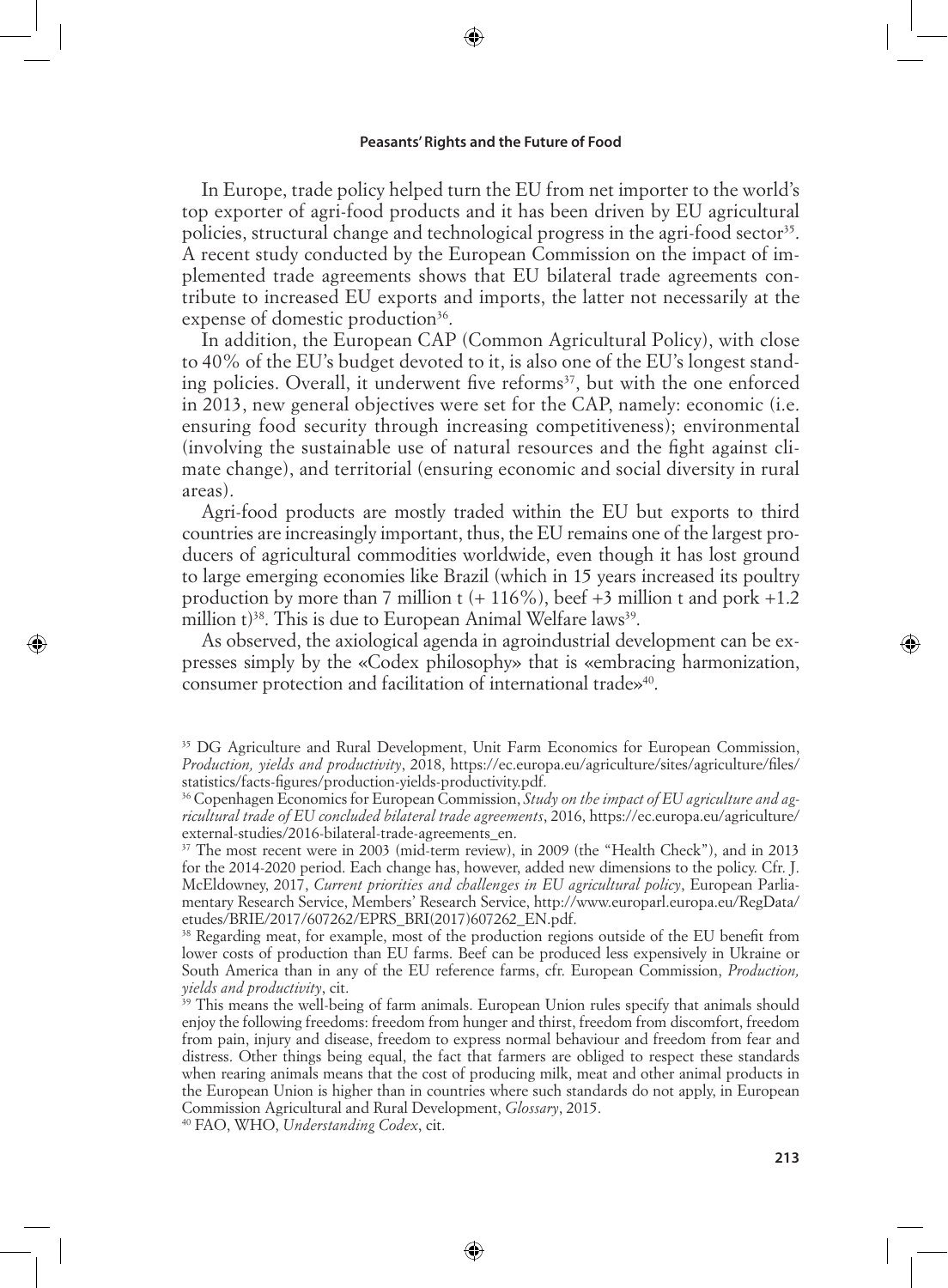In Europe, trade policy helped turn the EU from net importer to the world's top exporter of agri-food products and it has been driven by EU agricultural policies, structural change and technological progress in the agri-food sector[35]. A recent study conducted by the European Commission on the impact of implemented trade agreements shows that EU bilateral trade agreements contribute to increased EU exports and imports, the latter not necessarily at the expense of domestic production[36].

In addition, the European CAP (Common Agricultural Policy), with close to 40% of the EU's budget devoted to it, is also one of the EU's longest standing policies. Overall, it underwent five reforms[37], but with the one enforced in 2013, new general objectives were set for the CAP, namely: economic (i.e. ensuring food security through increasing competitiveness); environmental (involving the sustainable use of natural resources and the fight against climate change), and territorial (ensuring economic and social diversity in rural areas).

Agri-food products are mostly traded within the EU but exports to third countries are increasingly important, thus, the EU remains one of the largest producers of agricultural commodities worldwide, even though it has lost ground to large emerging economies like Brazil (which in 15 years increased its poultry production by more than 7 million t (+ 116%), beef +3 million t and pork +1.2 million t)[38]. This is due to European Animal Welfare laws[39].

As observed, the axiological agenda in agroindustrial development can be expresses simply by the «Codex philosophy» that is «embracing harmonization, consumer protection and facilitation of international trade»[40].

---

[35] DG Agriculture and Rural Development, Unit Farm Economics for European Commission, *Production, yields and productivity*, 2018, https://ec.europa.eu/agriculture/sites/agriculture/files/statistics/facts-figures/production-yields-productivity.pdf.

[36] Copenhagen Economics for European Commission, *Study on the impact of EU agriculture and agricultural trade of EU concluded bilateral trade agreements*, 2016, https://ec.europa.eu/agriculture/external-studies/2016-bilateral-trade-agreements_en.

[37] The most recent were in 2003 (mid-term review), in 2009 (the "Health Check"), and in 2013 for the 2014-2020 period. Each change has, however, added new dimensions to the policy. Cfr. J. McEldowney, 2017, *Current priorities and challenges in EU agricultural policy*, European Parliamentary Research Service, Members' Research Service, http://www.europarl.europa.eu/RegData/etudes/BRIE/2017/607262/EPRS_BRI(2017)607262_EN.pdf.

[38] Regarding meat, for example, most of the production regions outside of the EU benefit from lower costs of production than EU farms. Beef can be produced less expensively in Ukraine or South America than in any of the EU reference farms, cfr. European Commission, *Production, yields and productivity*, cit.

[39] This means the well-being of farm animals. European Union rules specify that animals should enjoy the following freedoms: freedom from hunger and thirst, freedom from discomfort, freedom from pain, injury and disease, freedom to express normal behaviour and freedom from fear and distress. Other things being equal, the fact that farmers are obliged to respect these standards when rearing animals means that the cost of producing milk, meat and other animal products in the European Union is higher than in countries where such standards do not apply, in European Commission Agricultural and Rural Development, *Glossary*, 2015.

[40] FAO, WHO, *Understanding Codex*, cit.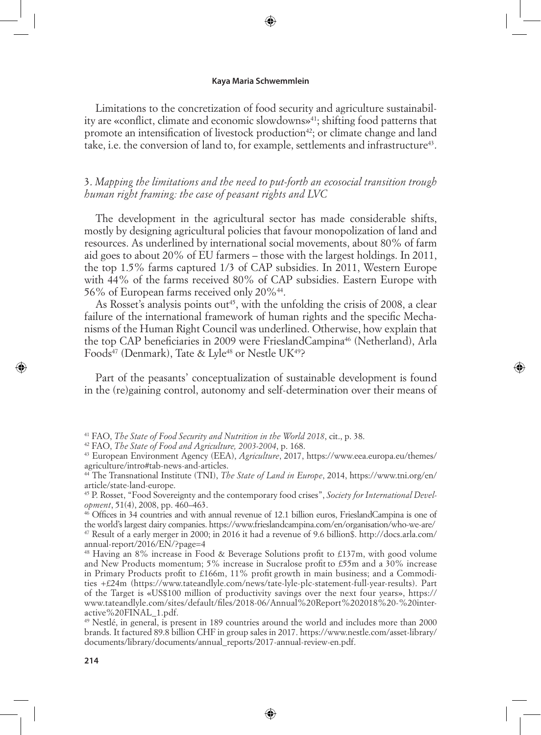Limitations to the concretization of food security and agriculture sustainability are «conflict, climate and economic slowdowns»[41]; shifting food patterns that promote an intensification of livestock production[42]; or climate change and land take, i.e. the conversion of land to, for example, settlements and infrastructure[43].

### 3. *Mapping the limitations and the need to put-forth an ecosocial transition trough human right framing: the case of peasant rights and LVC*

The development in the agricultural sector has made considerable shifts, mostly by designing agricultural policies that favour monopolization of land and resources. As underlined by international social movements, about 80% of farm aid goes to about 20% of EU farmers – those with the largest holdings. In 2011, the top 1.5% farms captured 1/3 of CAP subsidies. In 2011, Western Europe with 44% of the farms received 80% of CAP subsidies. Eastern Europe with 56% of European farms received only 20%[44].

As Rosset's analysis points out[45], with the unfolding the crisis of 2008, a clear failure of the international framework of human rights and the specific Mechanisms of the Human Right Council was underlined. Otherwise, how explain that the top CAP beneficiaries in 2009 were FrieslandCampina[46] (Netherland), Arla Foods[47] (Denmark), Tate & Lyle[48] or Nestle UK[49]?

Part of the peasants' conceptualization of sustainable development is found in the (re)gaining control, autonomy and self-determination over their means of

---

[41] FAO, *The State of Food Security and Nutrition in the World 2018*, cit., p. 38.

[42] FAO, *The State of Food and Agriculture, 2003-2004*, p. 168.

[43] European Environment Agency (EEA), *Agriculture*, 2017, https://www.eea.europa.eu/themes/agriculture/intro#tab-news-and-articles.

[44] The Transnational Institute (TNI), *The State of Land in Europe*, 2014, https://www.tni.org/en/article/state-land-europe.

[45] P. Rosset, "Food Sovereignty and the contemporary food crises", *Society for International Development*, 51(4), 2008, pp. 460–463.

[46] Offices in 34 countries and with annual revenue of 12.1 billion euros, FrieslandCampina is one of the world's largest dairy companies. https://www.frieslandcampina.com/en/organisation/who-we-are/

[47] Result of a early merger in 2000; in 2016 it had a revenue of 9.6 billion$. http://docs.arla.com/annual-report/2016/EN/?page=4

[48] Having an 8% increase in Food & Beverage Solutions profit to £137m, with good volume and New Products momentum; 5% increase in Sucralose profit to £55m and a 30% increase in Primary Products profit to £166m, 11% profit growth in main business; and a Commodities +£24m (https://www.tateandlyle.com/news/tate-lyle-plc-statement-full-year-results). Part of the Target is «US$100 million of productivity savings over the next four years», https://www.tateandlyle.com/sites/default/files/2018-06/Annual%20Report%202018%20-%20interactive%20FINAL_1.pdf.

[49] Nestlé, in general, is present in 189 countries around the world and includes more than 2000 brands. It factured 89.8 billion CHF in group sales in 2017. https://www.nestle.com/asset-library/documents/library/documents/annual_reports/2017-annual-review-en.pdf.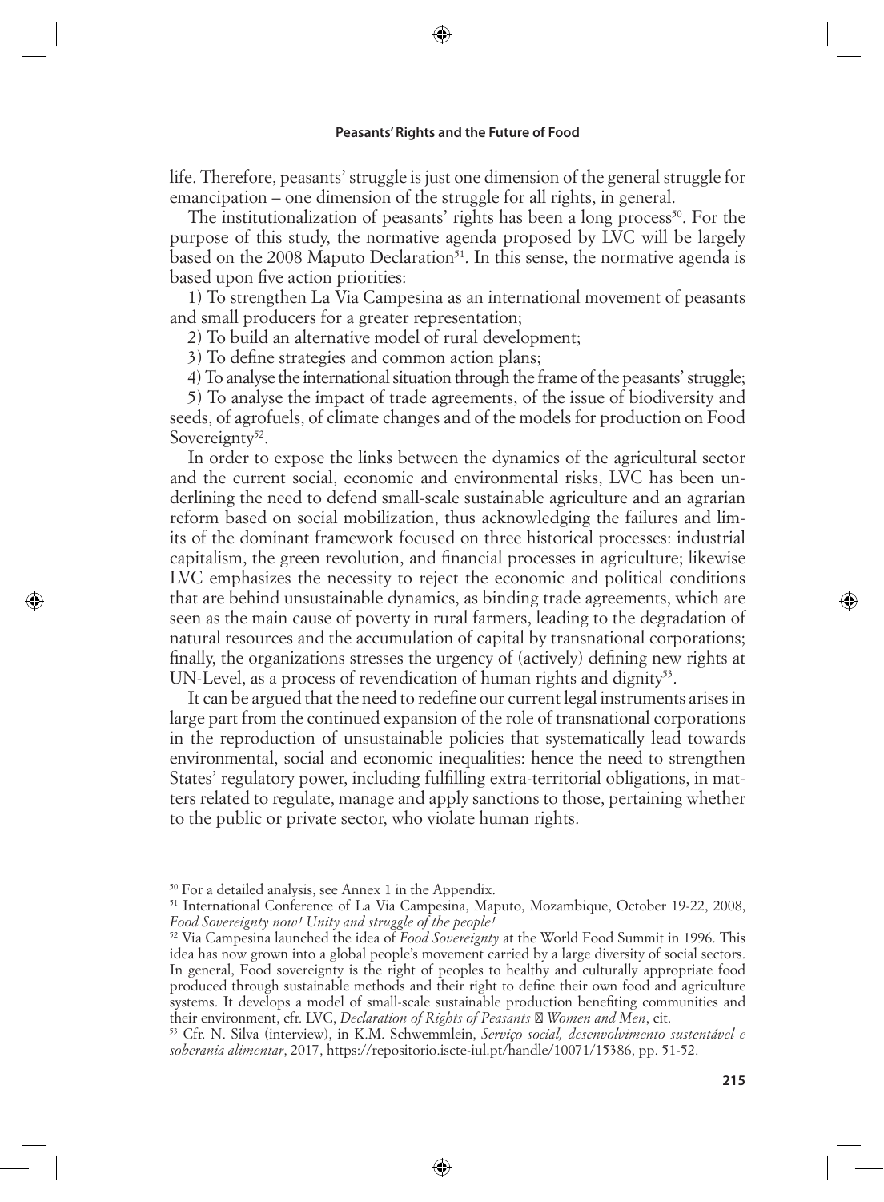life. Therefore, peasants' struggle is just one dimension of the general struggle for emancipation – one dimension of the struggle for all rights, in general.

The institutionalization of peasants' rights has been a long process[50]. For the purpose of this study, the normative agenda proposed by LVC will be largely based on the 2008 Maputo Declaration[51]. In this sense, the normative agenda is based upon five action priorities:

1) To strengthen La Via Campesina as an international movement of peasants and small producers for a greater representation;

2) To build an alternative model of rural development;

3) To define strategies and common action plans;

4) To analyse the international situation through the frame of the peasants' struggle;

5) To analyse the impact of trade agreements, of the issue of biodiversity and seeds, of agrofuels, of climate changes and of the models for production on Food Sovereignty[52].

In order to expose the links between the dynamics of the agricultural sector and the current social, economic and environmental risks, LVC has been underlining the need to defend small-scale sustainable agriculture and an agrarian reform based on social mobilization, thus acknowledging the failures and limits of the dominant framework focused on three historical processes: industrial capitalism, the green revolution, and financial processes in agriculture; likewise LVC emphasizes the necessity to reject the economic and political conditions that are behind unsustainable dynamics, as binding trade agreements, which are seen as the main cause of poverty in rural farmers, leading to the degradation of natural resources and the accumulation of capital by transnational corporations; finally, the organizations stresses the urgency of (actively) defining new rights at UN-Level, as a process of revendication of human rights and dignity[53].

It can be argued that the need to redefine our current legal instruments arises in large part from the continued expansion of the role of transnational corporations in the reproduction of unsustainable policies that systematically lead towards environmental, social and economic inequalities: hence the need to strengthen States' regulatory power, including fulfilling extra-territorial obligations, in matters related to regulate, manage and apply sanctions to those, pertaining whether to the public or private sector, who violate human rights.

---

[50] For a detailed analysis, see Annex 1 in the Appendix.

[51] International Conference of La Via Campesina, Maputo, Mozambique, October 19-22, 2008, *Food Sovereignty now! Unity and struggle of the people!*

[52] Via Campesina launched the idea of *Food Sovereignty* at the World Food Summit in 1996. This idea has now grown into a global people's movement carried by a large diversity of social sectors. In general, Food sovereignty is the right of peoples to healthy and culturally appropriate food produced through sustainable methods and their right to define their own food and agriculture systems. It develops a model of small-scale sustainable production benefiting communities and their environment, cfr. LVC, *Declaration of Rights of Peasants* ⊠ *Women and Men*, cit.

[53] Cfr. N. Silva (interview), in K.M. Schwemmlein, *Serviço social, desenvolvimento sustentável e soberania alimentar*, 2017, https://repositorio.iscte-iul.pt/handle/10071/15386, pp. 51-52.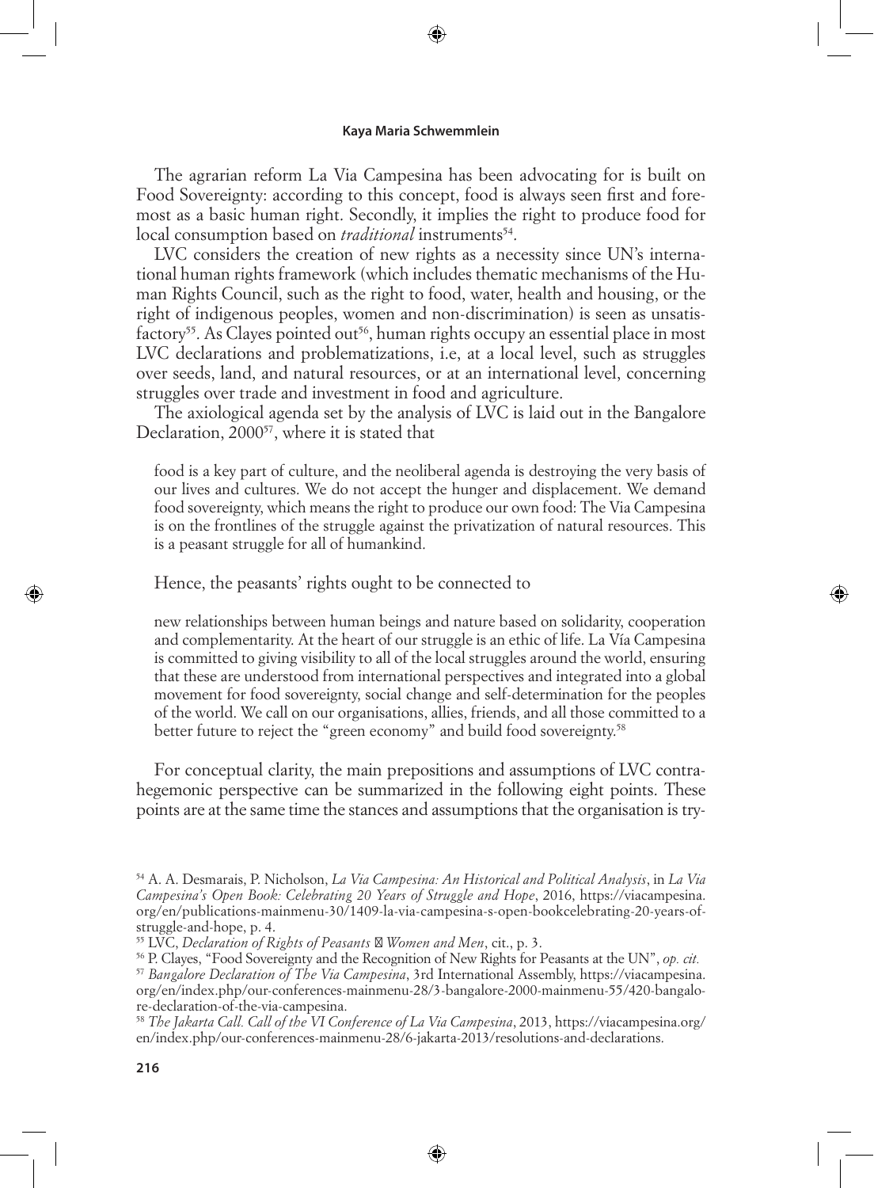The agrarian reform La Via Campesina has been advocating for is built on Food Sovereignty: according to this concept, food is always seen first and foremost as a basic human right. Secondly, it implies the right to produce food for local consumption based on *traditional* instruments[54].

LVC considers the creation of new rights as a necessity since UN's international human rights framework (which includes thematic mechanisms of the Human Rights Council, such as the right to food, water, health and housing, or the right of indigenous peoples, women and non-discrimination) is seen as unsatisfactory[55]. As Clayes pointed out[56], human rights occupy an essential place in most LVC declarations and problematizations, i.e, at a local level, such as struggles over seeds, land, and natural resources, or at an international level, concerning struggles over trade and investment in food and agriculture.

The axiological agenda set by the analysis of LVC is laid out in the Bangalore Declaration, 2000[57], where it is stated that

> food is a key part of culture, and the neoliberal agenda is destroying the very basis of our lives and cultures. We do not accept the hunger and displacement. We demand food sovereignty, which means the right to produce our own food: The Via Campesina is on the frontlines of the struggle against the privatization of natural resources. This is a peasant struggle for all of humankind.

Hence, the peasants' rights ought to be connected to

> new relationships between human beings and nature based on solidarity, cooperation and complementarity. At the heart of our struggle is an ethic of life. La Vía Campesina is committed to giving visibility to all of the local struggles around the world, ensuring that these are understood from international perspectives and integrated into a global movement for food sovereignty, social change and self-determination for the peoples of the world. We call on our organisations, allies, friends, and all those committed to a better future to reject the "green economy" and build food sovereignty.[58]

For conceptual clarity, the main prepositions and assumptions of LVC contra-hegemonic perspective can be summarized in the following eight points. These points are at the same time the stances and assumptions that the organisation is try-

---

[54] A. A. Desmarais, P. Nicholson, *La Via Campesina: An Historical and Political Analysis*, in *La Via Campesina's Open Book: Celebrating 20 Years of Struggle and Hope*, 2016, https://viacampesina.org/en/publications-mainmenu-30/1409-la-via-campesina-s-open-bookcelebrating-20-years-of-struggle-and-hope, p. 4.

[55] LVC, *Declaration of Rights of Peasants Women and Men*, cit., p. 3.

[56] P. Clayes, "Food Sovereignty and the Recognition of New Rights for Peasants at the UN", *op. cit.*

[57] *Bangalore Declaration of The Via Campesina*, 3rd International Assembly, https://viacampesina.org/en/index.php/our-conferences-mainmenu-28/3-bangalore-2000-mainmenu-55/420-bangalore-declaration-of-the-via-campesina.

[58] *The Jakarta Call. Call of the VI Conference of La Via Campesina*, 2013, https://viacampesina.org/en/index.php/our-conferences-mainmenu-28/6-jakarta-2013/resolutions-and-declarations.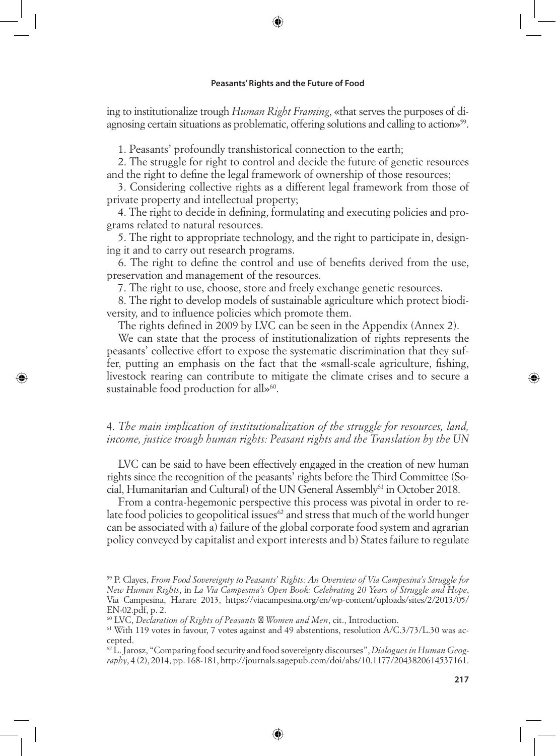ing to institutionalize trough *Human Right Framing*, «that serves the purposes of diagnosing certain situations as problematic, offering solutions and calling to action»[59].

1. Peasants' profoundly transhistorical connection to the earth;
2. The struggle for right to control and decide the future of genetic resources and the right to define the legal framework of ownership of those resources;
3. Considering collective rights as a different legal framework from those of private property and intellectual property;
4. The right to decide in defining, formulating and executing policies and programs related to natural resources.
5. The right to appropriate technology, and the right to participate in, designing it and to carry out research programs.
6. The right to define the control and use of benefits derived from the use, preservation and management of the resources.
7. The right to use, choose, store and freely exchange genetic resources.
8. The right to develop models of sustainable agriculture which protect biodiversity, and to influence policies which promote them.

The rights defined in 2009 by LVC can be seen in the Appendix (Annex 2).

We can state that the process of institutionalization of rights represents the peasants' collective effort to expose the systematic discrimination that they suffer, putting an emphasis on the fact that the «small-scale agriculture, fishing, livestock rearing can contribute to mitigate the climate crises and to secure a sustainable food production for all»[60].

### 4. *The main implication of institutionalization of the struggle for resources, land, income, justice trough human rights: Peasant rights and the Translation by the UN*

LVC can be said to have been effectively engaged in the creation of new human rights since the recognition of the peasants' rights before the Third Committee (Social, Humanitarian and Cultural) of the UN General Assembly[61] in October 2018.

From a contra-hegemonic perspective this process was pivotal in order to relate food policies to geopolitical issues[62] and stress that much of the world hunger can be associated with a) failure of the global corporate food system and agrarian policy conveyed by capitalist and export interests and b) States failure to regulate

---

[59] P. Clayes, *From Food Sovereignty to Peasants' Rights: An Overview of Via Campesina's Struggle for New Human Rights*, in *La Via Campesina's Open Book: Celebrating 20 Years of Struggle and Hope*, Via Campesina, Harare 2013, https://viacampesina.org/en/wp-content/uploads/sites/2/2013/05/EN-02.pdf, p. 2.

[60] LVC, *Declaration of Rights of Peasants  Women and Men*, cit., Introduction.

[61] With 119 votes in favour, 7 votes against and 49 abstentions, resolution A/C.3/73/L.30 was accepted.

[62] L. Jarosz, "Comparing food security and food sovereignty discourses", *Dialogues in Human Geography*, 4 (2), 2014, pp. 168-181, http://journals.sagepub.com/doi/abs/10.1177/2043820614537161.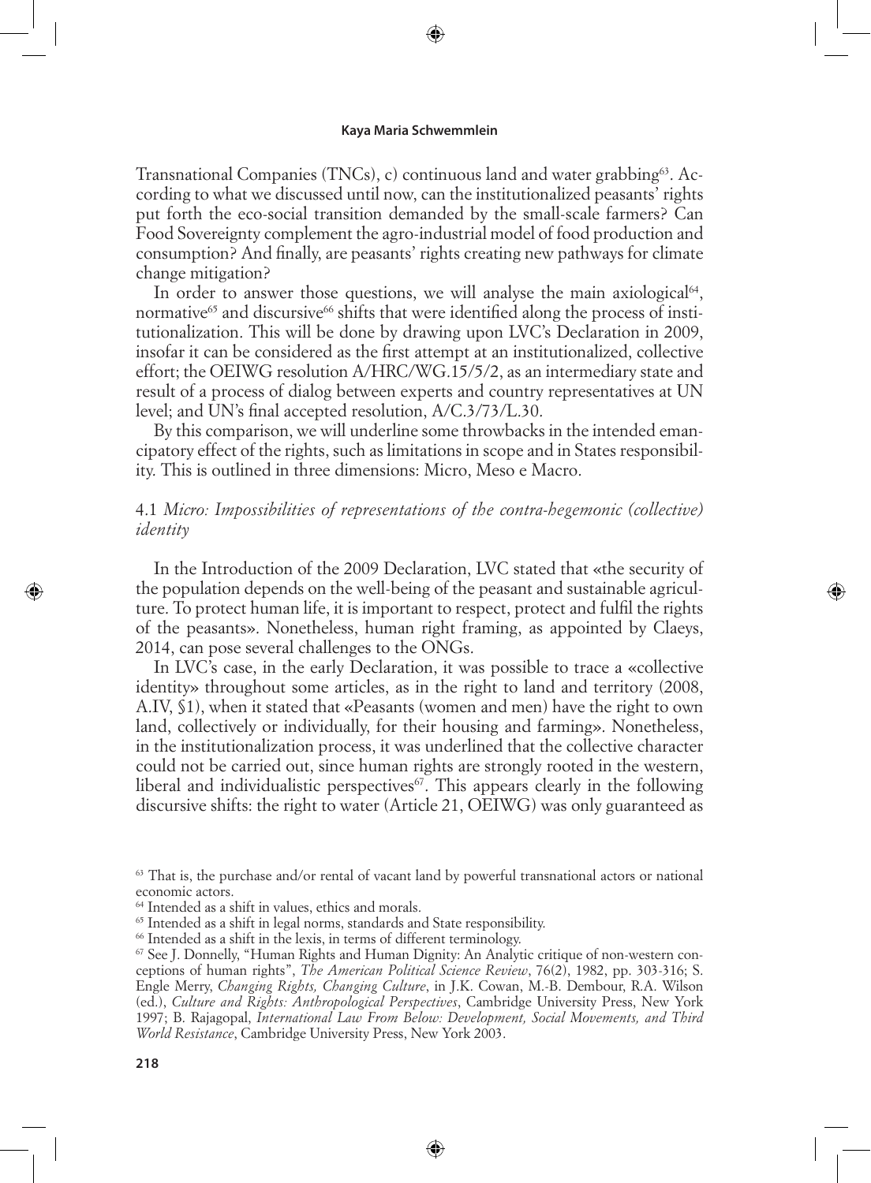Transnational Companies (TNCs), c) continuous land and water grabbing[63]. According to what we discussed until now, can the institutionalized peasants' rights put forth the eco-social transition demanded by the small-scale farmers? Can Food Sovereignty complement the agro-industrial model of food production and consumption? And finally, are peasants' rights creating new pathways for climate change mitigation?

In order to answer those questions, we will analyse the main axiological[64], normative[65] and discursive[66] shifts that were identified along the process of institutionalization. This will be done by drawing upon LVC's Declaration in 2009, insofar it can be considered as the first attempt at an institutionalized, collective effort; the OEIWG resolution A/HRC/WG.15/5/2, as an intermediary state and result of a process of dialog between experts and country representatives at UN level; and UN's final accepted resolution, A/C.3/73/L.30.

By this comparison, we will underline some throwbacks in the intended emancipatory effect of the rights, such as limitations in scope and in States responsibility. This is outlined in three dimensions: Micro, Meso e Macro.

### 4.1 *Micro: Impossibilities of representations of the contra-hegemonic (collective) identity*

In the Introduction of the 2009 Declaration, LVC stated that «the security of the population depends on the well-being of the peasant and sustainable agriculture. To protect human life, it is important to respect, protect and fulfil the rights of the peasants». Nonetheless, human right framing, as appointed by Claeys, 2014, can pose several challenges to the ONGs.

In LVC's case, in the early Declaration, it was possible to trace a «collective identity» throughout some articles, as in the right to land and territory (2008, A.IV, §1), when it stated that «Peasants (women and men) have the right to own land, collectively or individually, for their housing and farming». Nonetheless, in the institutionalization process, it was underlined that the collective character could not be carried out, since human rights are strongly rooted in the western, liberal and individualistic perspectives[67]. This appears clearly in the following discursive shifts: the right to water (Article 21, OEIWG) was only guaranteed as

---

[63] That is, the purchase and/or rental of vacant land by powerful transnational actors or national economic actors.

[64] Intended as a shift in values, ethics and morals.

[65] Intended as a shift in legal norms, standards and State responsibility.

[66] Intended as a shift in the lexis, in terms of different terminology.

[67] See J. Donnelly, "Human Rights and Human Dignity: An Analytic critique of non-western conceptions of human rights", *The American Political Science Review*, 76(2), 1982, pp. 303-316; S. Engle Merry, *Changing Rights, Changing Culture*, in J.K. Cowan, M.-B. Dembour, R.A. Wilson (ed.), *Culture and Rights: Anthropological Perspectives*, Cambridge University Press, New York 1997; B. Rajagopal, *International Law From Below: Development, Social Movements, and Third World Resistance*, Cambridge University Press, New York 2003.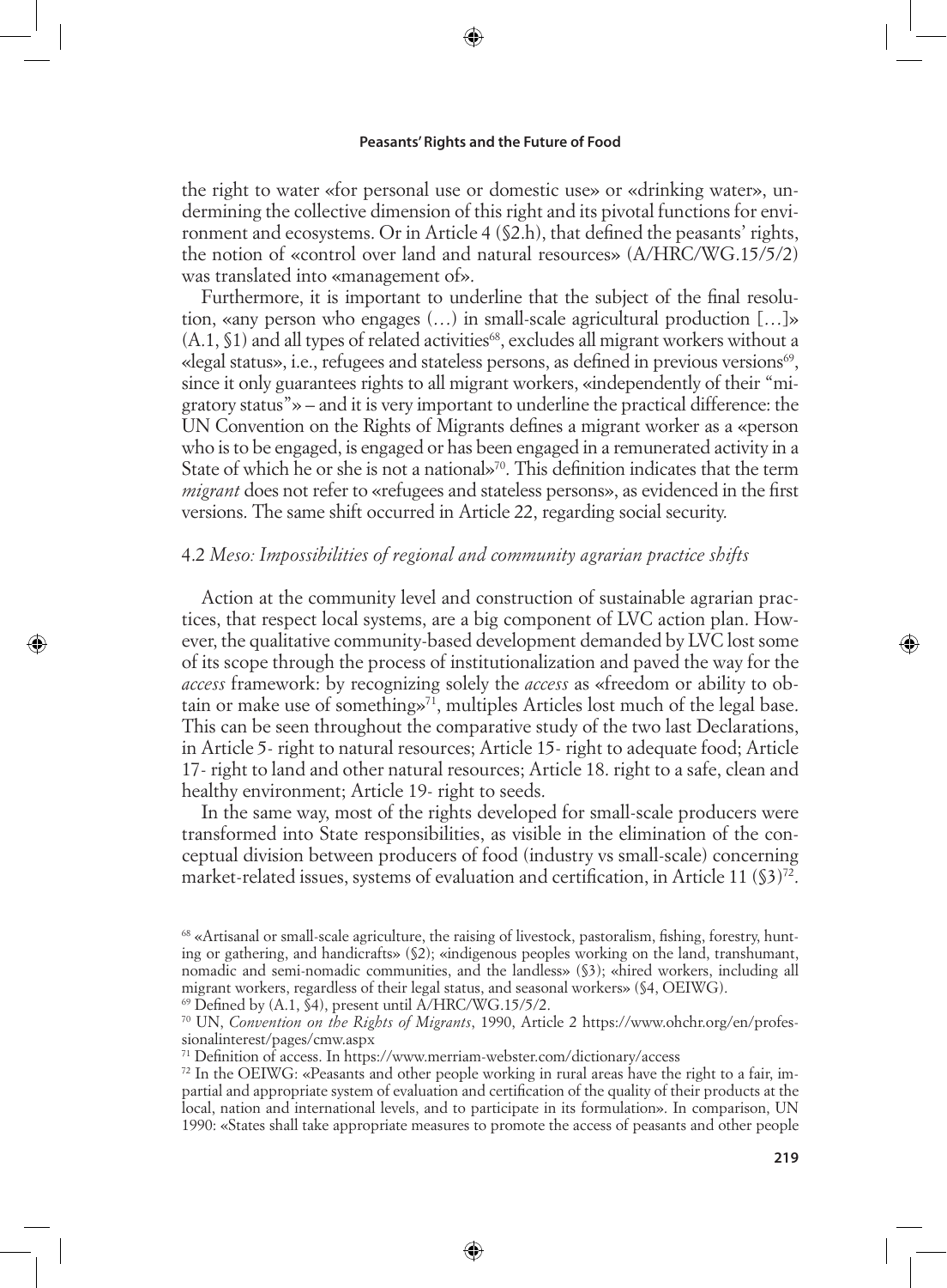the right to water «for personal use or domestic use» or «drinking water», undermining the collective dimension of this right and its pivotal functions for environment and ecosystems. Or in Article 4 (§2.h), that defined the peasants' rights, the notion of «control over land and natural resources» (A/HRC/WG.15/5/2) was translated into «management of».

Furthermore, it is important to underline that the subject of the final resolution, «any person who engages (…) in small-scale agricultural production […]» (A.1, §1) and all types of related activities[68], excludes all migrant workers without a «legal status», i.e., refugees and stateless persons, as defined in previous versions[69], since it only guarantees rights to all migrant workers, «independently of their "migratory status"» – and it is very important to underline the practical difference: the UN Convention on the Rights of Migrants defines a migrant worker as a «person who is to be engaged, is engaged or has been engaged in a remunerated activity in a State of which he or she is not a national»[70]. This definition indicates that the term *migrant* does not refer to «refugees and stateless persons», as evidenced in the first versions. The same shift occurred in Article 22, regarding social security.

### 4.2 *Meso: Impossibilities of regional and community agrarian practice shifts*

Action at the community level and construction of sustainable agrarian practices, that respect local systems, are a big component of LVC action plan. However, the qualitative community-based development demanded by LVC lost some of its scope through the process of institutionalization and paved the way for the *access* framework: by recognizing solely the *access* as «freedom or ability to obtain or make use of something»[71], multiples Articles lost much of the legal base. This can be seen throughout the comparative study of the two last Declarations, in Article 5- right to natural resources; Article 15- right to adequate food; Article 17- right to land and other natural resources; Article 18. right to a safe, clean and healthy environment; Article 19- right to seeds.

In the same way, most of the rights developed for small-scale producers were transformed into State responsibilities, as visible in the elimination of the conceptual division between producers of food (industry vs small-scale) concerning market-related issues, systems of evaluation and certification, in Article 11 (§3)[72].

---

[68] «Artisanal or small-scale agriculture, the raising of livestock, pastoralism, fishing, forestry, hunting or gathering, and handicrafts» (§2); «indigenous peoples working on the land, transhumant, nomadic and semi-nomadic communities, and the landless» (§3); «hired workers, including all migrant workers, regardless of their legal status, and seasonal workers» (§4, OEIWG).

[69] Defined by (A.1, §4), present until A/HRC/WG.15/5/2.

[70] UN, *Convention on the Rights of Migrants*, 1990, Article 2 https://www.ohchr.org/en/professionalinterest/pages/cmw.aspx

[71] Definition of access. In https://www.merriam-webster.com/dictionary/access

[72] In the OEIWG: «Peasants and other people working in rural areas have the right to a fair, impartial and appropriate system of evaluation and certification of the quality of their products at the local, nation and international levels, and to participate in its formulation». In comparison, UN 1990: «States shall take appropriate measures to promote the access of peasants and other people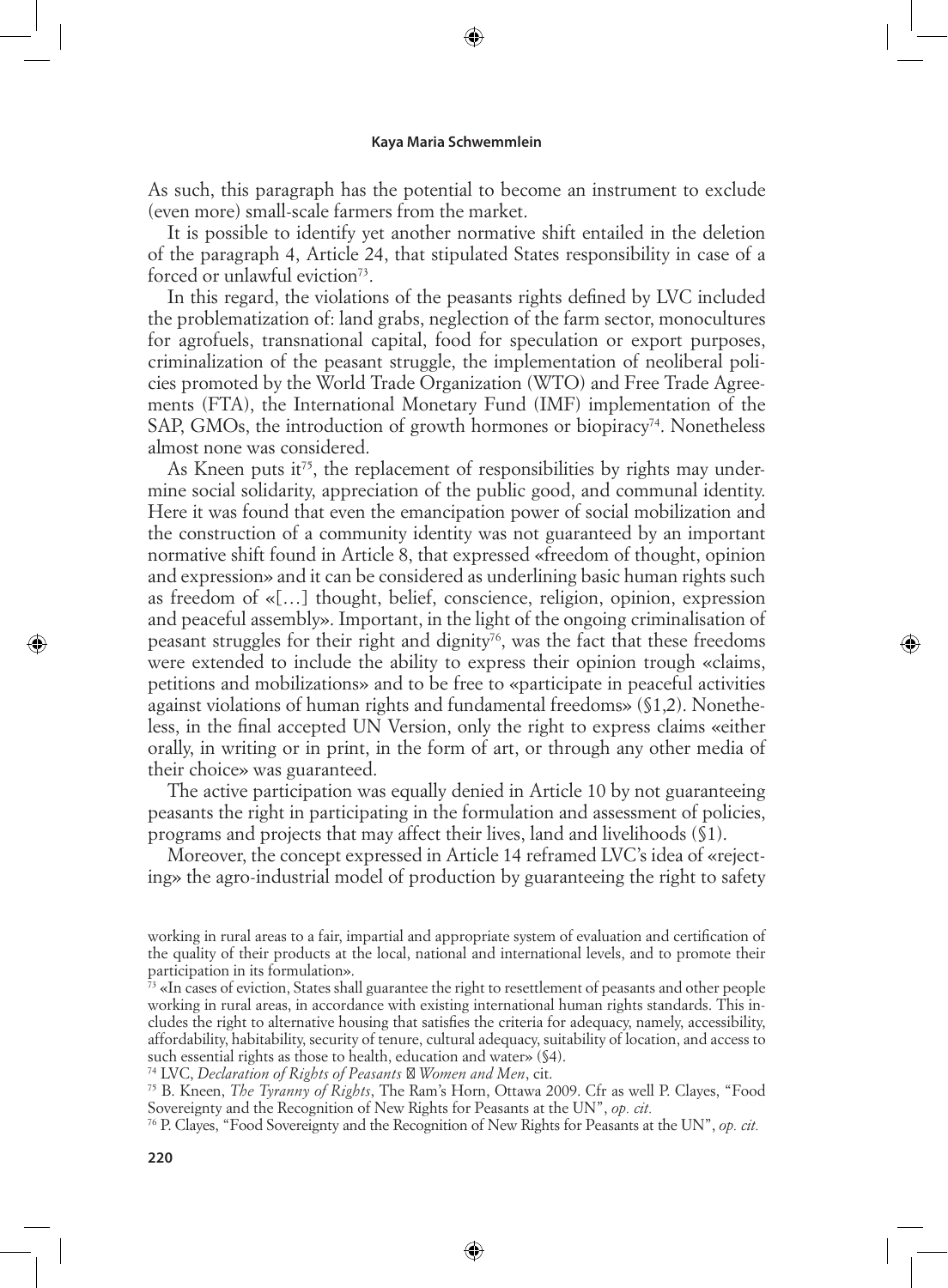As such, this paragraph has the potential to become an instrument to exclude (even more) small-scale farmers from the market.

It is possible to identify yet another normative shift entailed in the deletion of the paragraph 4, Article 24, that stipulated States responsibility in case of a forced or unlawful eviction[73].

In this regard, the violations of the peasants rights defined by LVC included the problematization of: land grabs, neglection of the farm sector, monocultures for agrofuels, transnational capital, food for speculation or export purposes, criminalization of the peasant struggle, the implementation of neoliberal policies promoted by the World Trade Organization (WTO) and Free Trade Agreements (FTA), the International Monetary Fund (IMF) implementation of the SAP, GMOs, the introduction of growth hormones or biopiracy[74]. Nonetheless almost none was considered.

As Kneen puts it[75], the replacement of responsibilities by rights may undermine social solidarity, appreciation of the public good, and communal identity. Here it was found that even the emancipation power of social mobilization and the construction of a community identity was not guaranteed by an important normative shift found in Article 8, that expressed «freedom of thought, opinion and expression» and it can be considered as underlining basic human rights such as freedom of «[…] thought, belief, conscience, religion, opinion, expression and peaceful assembly». Important, in the light of the ongoing criminalisation of peasant struggles for their right and dignity[76], was the fact that these freedoms were extended to include the ability to express their opinion trough «claims, petitions and mobilizations» and to be free to «participate in peaceful activities against violations of human rights and fundamental freedoms» (§1,2). Nonetheless, in the final accepted UN Version, only the right to express claims «either orally, in writing or in print, in the form of art, or through any other media of their choice» was guaranteed.

The active participation was equally denied in Article 10 by not guaranteeing peasants the right in participating in the formulation and assessment of policies, programs and projects that may affect their lives, land and livelihoods (§1).

Moreover, the concept expressed in Article 14 reframed LVC's idea of «rejecting» the agro-industrial model of production by guaranteeing the right to safety

---

working in rural areas to a fair, impartial and appropriate system of evaluation and certification of the quality of their products at the local, national and international levels, and to promote their participation in its formulation».

[73] «In cases of eviction, States shall guarantee the right to resettlement of peasants and other people working in rural areas, in accordance with existing international human rights standards. This includes the right to alternative housing that satisfies the criteria for adequacy, namely, accessibility, affordability, habitability, security of tenure, cultural adequacy, suitability of location, and access to such essential rights as those to health, education and water» (§4).

[74] LVC, *Declaration of Rights of Peasants Women and Men*, cit.

[75] B. Kneen, *The Tyranny of Rights*, The Ram's Horn, Ottawa 2009. Cfr as well P. Clayes, "Food Sovereignty and the Recognition of New Rights for Peasants at the UN", *op. cit.*

[76] P. Clayes, "Food Sovereignty and the Recognition of New Rights for Peasants at the UN", *op. cit.*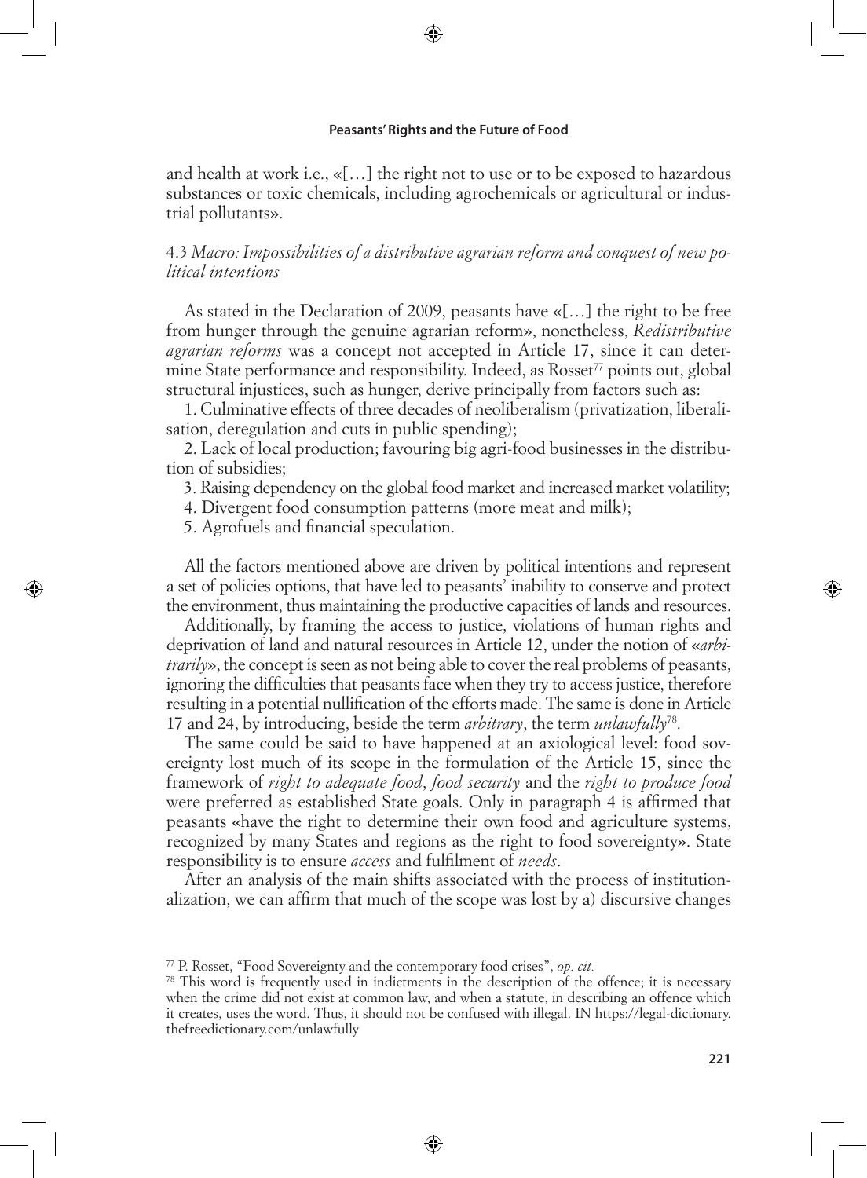and health at work i.e., «[…] the right not to use or to be exposed to hazardous substances or toxic chemicals, including agrochemicals or agricultural or industrial pollutants».

### 4.3 *Macro: Impossibilities of a distributive agrarian reform and conquest of new political intentions*

As stated in the Declaration of 2009, peasants have «[…] the right to be free from hunger through the genuine agrarian reform», nonetheless, *Redistributive agrarian reforms* was a concept not accepted in Article 17, since it can determine State performance and responsibility. Indeed, as Rosset[77] points out, global structural injustices, such as hunger, derive principally from factors such as:

1. Culminative effects of three decades of neoliberalism (privatization, liberalisation, deregulation and cuts in public spending);
2. Lack of local production; favouring big agri-food businesses in the distribution of subsidies;
3. Raising dependency on the global food market and increased market volatility;
4. Divergent food consumption patterns (more meat and milk);
5. Agrofuels and financial speculation.

All the factors mentioned above are driven by political intentions and represent a set of policies options, that have led to peasants' inability to conserve and protect the environment, thus maintaining the productive capacities of lands and resources.

Additionally, by framing the access to justice, violations of human rights and deprivation of land and natural resources in Article 12, under the notion of «*arbitrarily*», the concept is seen as not being able to cover the real problems of peasants, ignoring the difficulties that peasants face when they try to access justice, therefore resulting in a potential nullification of the efforts made. The same is done in Article 17 and 24, by introducing, beside the term *arbitrary*, the term *unlawfully*[78].

The same could be said to have happened at an axiological level: food sovereignty lost much of its scope in the formulation of the Article 15, since the framework of *right to adequate food*, *food security* and the *right to produce food* were preferred as established State goals. Only in paragraph 4 is affirmed that peasants «have the right to determine their own food and agriculture systems, recognized by many States and regions as the right to food sovereignty». State responsibility is to ensure *access* and fulfilment of *needs*.

After an analysis of the main shifts associated with the process of institutionalization, we can affirm that much of the scope was lost by a) discursive changes

---

[77] P. Rosset, "Food Sovereignty and the contemporary food crises", *op. cit.*

[78] This word is frequently used in indictments in the description of the offence; it is necessary when the crime did not exist at common law, and when a statute, in describing an offence which it creates, uses the word. Thus, it should not be confused with illegal. IN https://legal-dictionary.thefreedictionary.com/unlawfully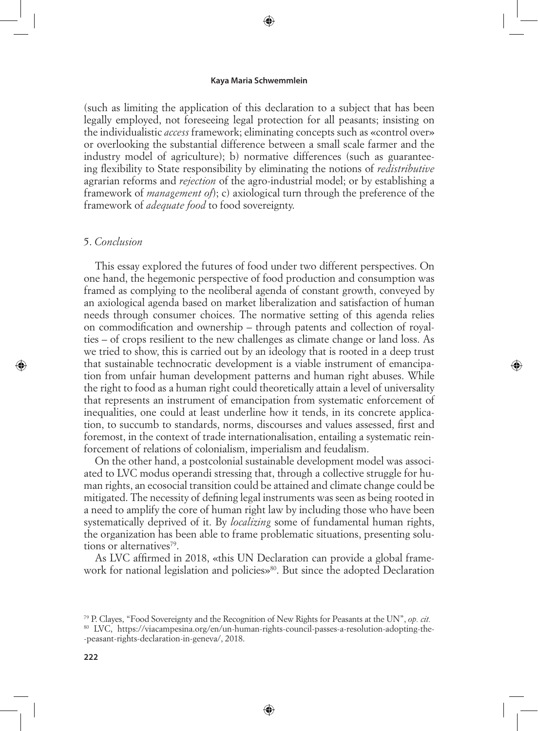(such as limiting the application of this declaration to a subject that has been legally employed, not foreseeing legal protection for all peasants; insisting on the individualistic *access* framework; eliminating concepts such as «control over» or overlooking the substantial difference between a small scale farmer and the industry model of agriculture); b) normative differences (such as guaranteeing flexibility to State responsibility by eliminating the notions of *redistributive* agrarian reforms and *rejection* of the agro-industrial model; or by establishing a framework of *management of*); c) axiological turn through the preference of the framework of *adequate food* to food sovereignty.

## 5. *Conclusion*

This essay explored the futures of food under two different perspectives. On one hand, the hegemonic perspective of food production and consumption was framed as complying to the neoliberal agenda of constant growth, conveyed by an axiological agenda based on market liberalization and satisfaction of human needs through consumer choices. The normative setting of this agenda relies on commodification and ownership – through patents and collection of royalties – of crops resilient to the new challenges as climate change or land loss. As we tried to show, this is carried out by an ideology that is rooted in a deep trust that sustainable technocratic development is a viable instrument of emancipation from unfair human development patterns and human right abuses. While the right to food as a human right could theoretically attain a level of universality that represents an instrument of emancipation from systematic enforcement of inequalities, one could at least underline how it tends, in its concrete application, to succumb to standards, norms, discourses and values assessed, first and foremost, in the context of trade internationalisation, entailing a systematic reinforcement of relations of colonialism, imperialism and feudalism.

On the other hand, a postcolonial sustainable development model was associated to LVC modus operandi stressing that, through a collective struggle for human rights, an ecosocial transition could be attained and climate change could be mitigated. The necessity of defining legal instruments was seen as being rooted in a need to amplify the core of human right law by including those who have been systematically deprived of it. By *localizing* some of fundamental human rights, the organization has been able to frame problematic situations, presenting solutions or alternatives[79].

As LVC affirmed in 2018, «this UN Declaration can provide a global framework for national legislation and policies»[80]. But since the adopted Declaration

[79] P. Clayes, "Food Sovereignty and the Recognition of New Rights for Peasants at the UN", *op. cit.*

[80] LVC, https://viacampesina.org/en/un-human-rights-council-passes-a-resolution-adopting-the-peasant-rights-declaration-in-geneva/, 2018.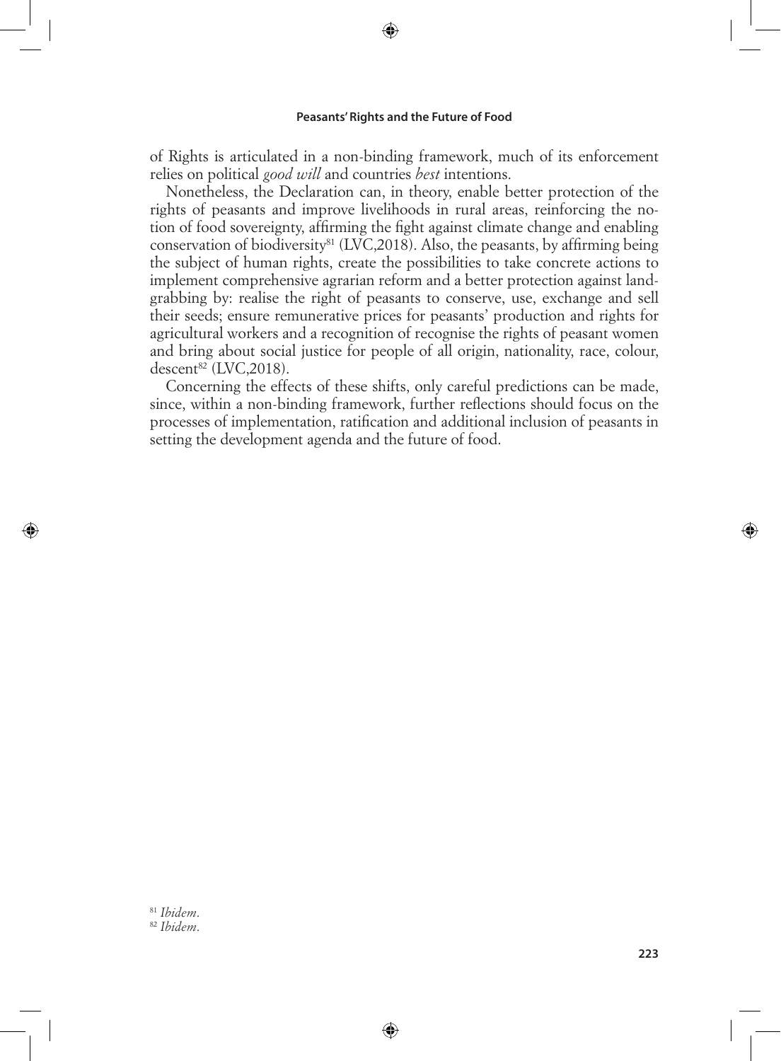of Rights is articulated in a non-binding framework, much of its enforcement relies on political *good will* and countries *best* intentions.

Nonetheless, the Declaration can, in theory, enable better protection of the rights of peasants and improve livelihoods in rural areas, reinforcing the notion of food sovereignty, affirming the fight against climate change and enabling conservation of biodiversity[81] (LVC,2018). Also, the peasants, by affirming being the subject of human rights, create the possibilities to take concrete actions to implement comprehensive agrarian reform and a better protection against land-grabbing by: realise the right of peasants to conserve, use, exchange and sell their seeds; ensure remunerative prices for peasants' production and rights for agricultural workers and a recognition of recognise the rights of peasant women and bring about social justice for people of all origin, nationality, race, colour, descent[82] (LVC,2018).

Concerning the effects of these shifts, only careful predictions can be made, since, within a non-binding framework, further reflections should focus on the processes of implementation, ratification and additional inclusion of peasants in setting the development agenda and the future of food.

---

[81] *Ibidem*.

[82] *Ibidem*.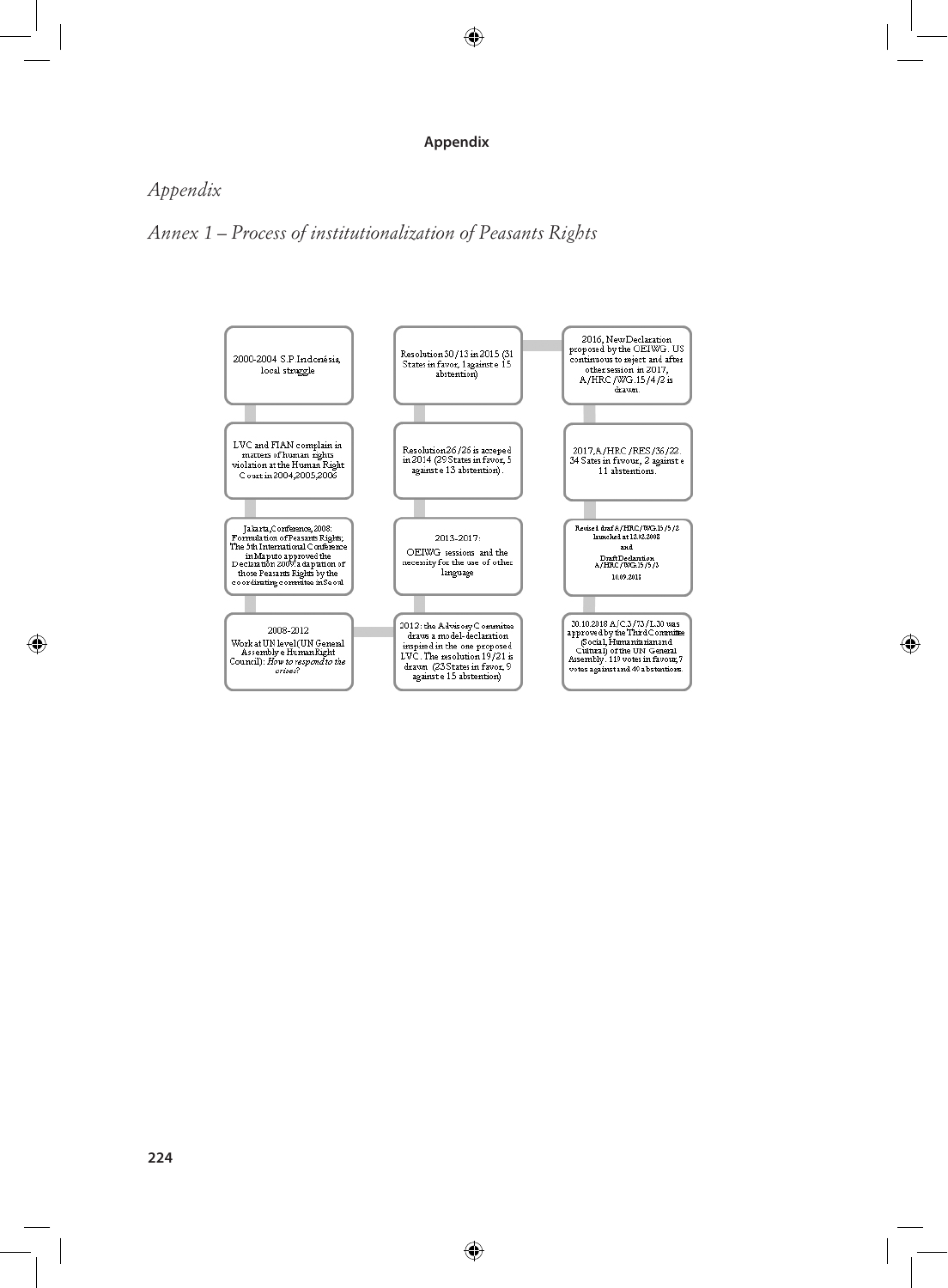*Appendix*

*Annex 1 – Process of institutionalization of Peasants Rights*

2000-2004 S.P Indonésia, local struggle

LVC and FIAN complain in matters of human rights violation at the Human Right Court in 2004,2005,2006

Jakarta,Conference, 2008: Formulation of Peasants Rights; The 5th International Conference in Maputo approved the Declaration 2009 adaptation of those Peasants Rights by the coordinating committee in Seoul

2008-2012 Work at UN level(UN General Assembly e Human Right Council): *How to respond to the crises?*

2012: the Advisory Committee draws a model-declaration inspired in the one proposed LVC. The resolution 19/21 is drawn (23 States in favor, 9 against e 15 abstention)

2013-2017: OEIWG sessions and the necessity for the use of other language

Resolution 26/26 is acceped in 2014 (29 States in favor, 5 against e 13 abstention).

Resolution 30/13 in 2015 (31 States in favor, 1 against e 15 abstention)

2016, New Declaration proposed by the OEIWG. US continuous to reject and after other session in 2017, A/HRC/WG.15/4/2 is drawn.

2017, A/HRC/RES/36/22. 34 Sates in favour, 2 against e 11 abstentions.

Revised draft A/HRC/WG.15/5/2 launched at 12.02.2008 and Draft Declaration A/HRC/WG.15/5/3 10.09.2018

20.10.2018 A/C.3/73/L.30 was approved by the Third Committee (Social, Humanitarian and Cultural) of the UN General Assembly. 119 votes in favour, 7 votes against and 49 abstentions.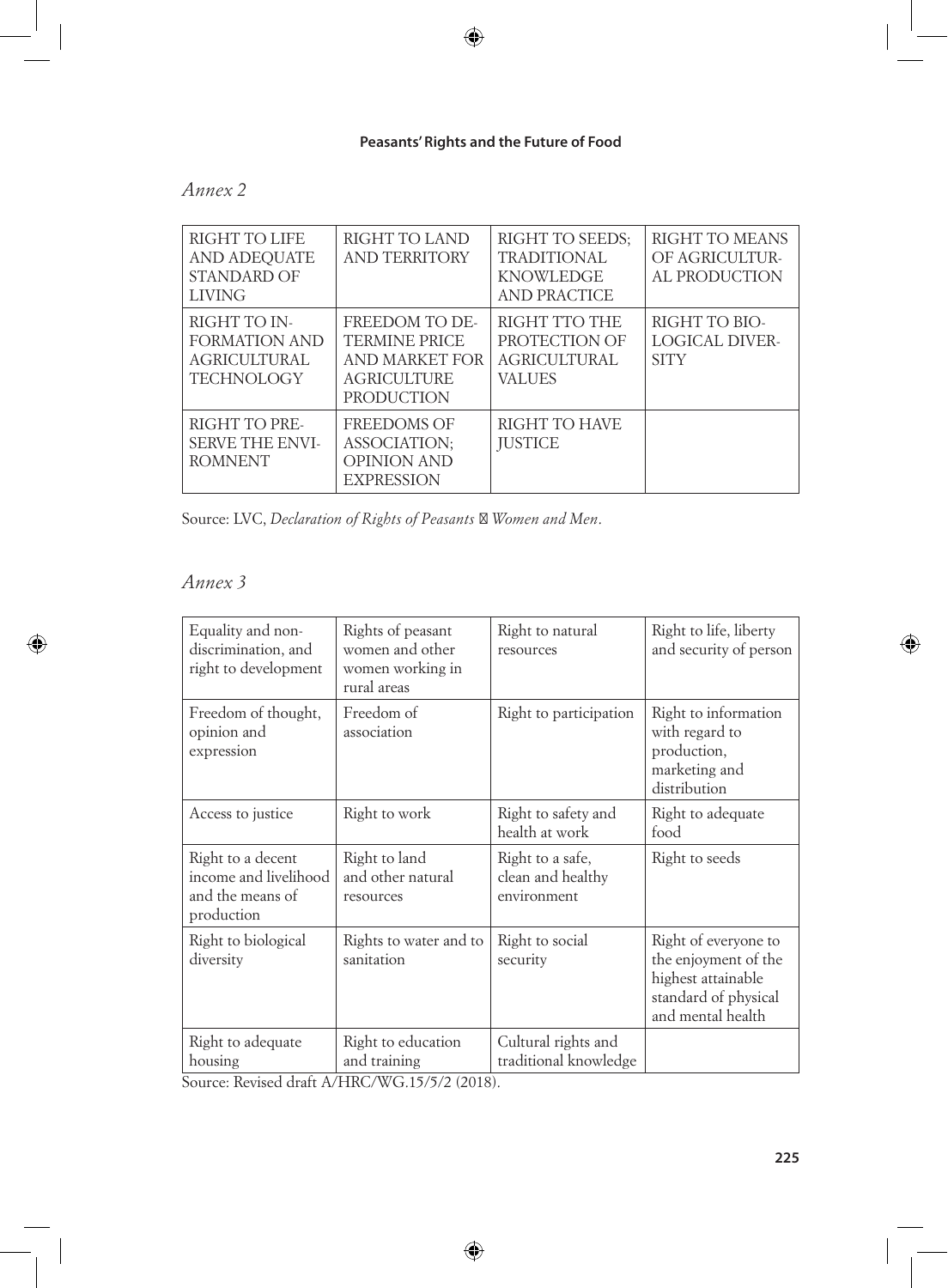*Annex 2*

| | | | |
|---|---|---|---|
| RIGHT TO LIFE AND ADEQUATE STANDARD OF LIVING | RIGHT TO LAND AND TERRITORY | RIGHT TO SEEDS; TRADITIONAL KNOWLEDGE AND PRACTICE | RIGHT TO MEANS OF AGRICULTURAL PRODUCTION |
| RIGHT TO INFORMATION AND AGRICULTURAL TECHNOLOGY | FREEDOM TO DETERMINE PRICE AND MARKET FOR AGRICULTURE PRODUCTION | RIGHT TTO THE PROTECTION OF AGRICULTURAL VALUES | RIGHT TO BIOLOGICAL DIVERSITY |
| RIGHT TO PRESERVE THE ENVIROMNENT | FREEDOMS OF ASSOCIATION; OPINION AND EXPRESSION | RIGHT TO HAVE JUSTICE | |

Source: LVC, *Declaration of Rights of Peasants – Women and Men*.

*Annex 3*

| | | | |
|---|---|---|---|
| Equality and non-discrimination, and right to development | Rights of peasant women and other women working in rural areas | Right to natural resources | Right to life, liberty and security of person |
| Freedom of thought, opinion and expression | Freedom of association | Right to participation | Right to information with regard to production, marketing and distribution |
| Access to justice | Right to work | Right to safety and health at work | Right to adequate food |
| Right to a decent income and livelihood and the means of production | Right to land and other natural resources | Right to a safe, clean and healthy environment | Right to seeds |
| Right to biological diversity | Rights to water and to sanitation | Right to social security | Right of everyone to the enjoyment of the highest attainable standard of physical and mental health |
| Right to adequate housing | Right to education and training | Cultural rights and traditional knowledge | |

Source: Revised draft A/HRC/WG.15/5/2 (2018).